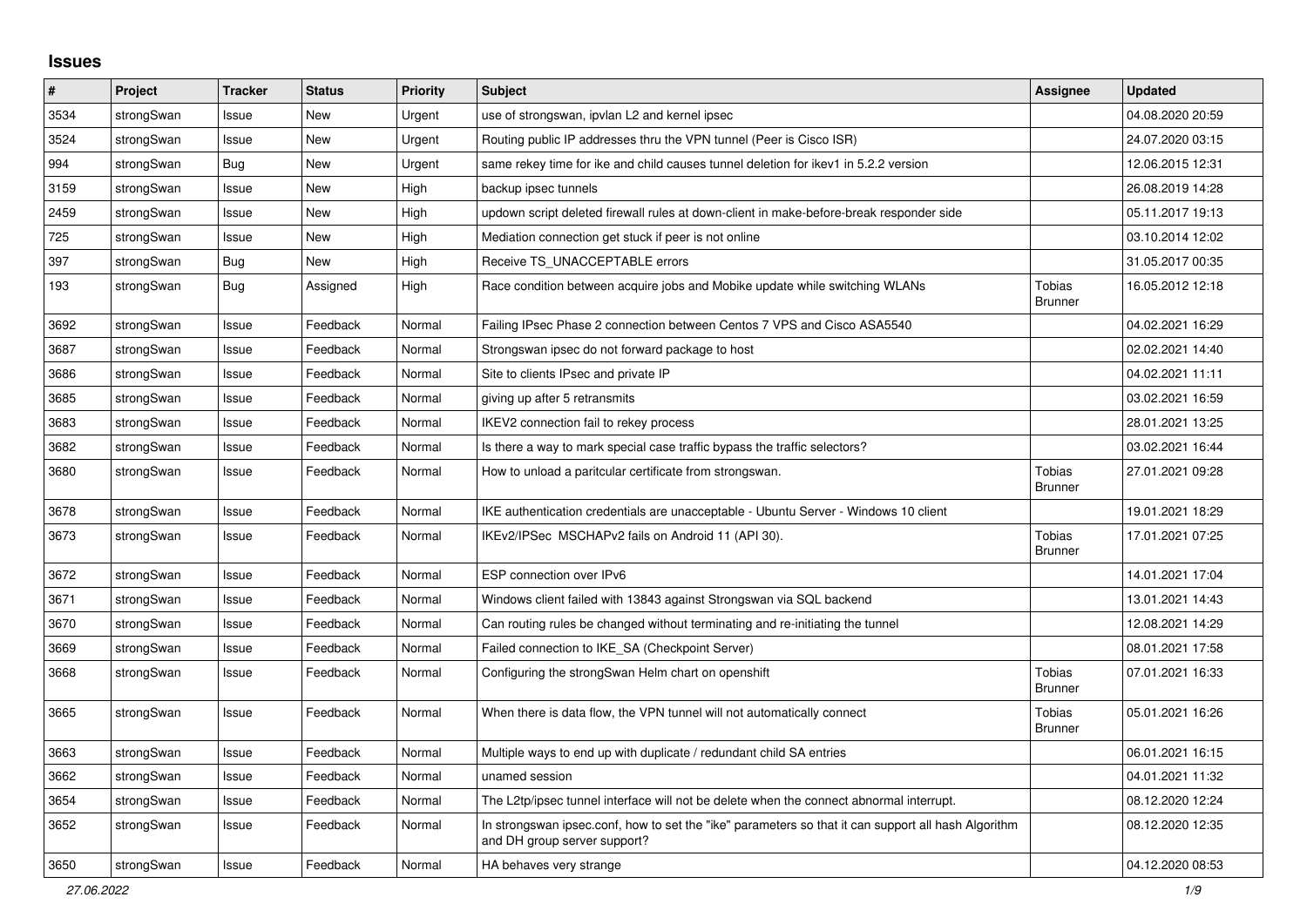## Issues

| # | Project | Tracker | Status | Priority | Subject | Assignee | Updated |
|---|---|---|---|---|---|---|---|
| 3534 | strongSwan | Issue | New | Urgent | use of strongswan, ipvlan L2 and kernel ipsec | | 04.08.2020 20:59 |
| 3524 | strongSwan | Issue | New | Urgent | Routing public IP addresses thru the VPN tunnel (Peer is Cisco ISR) | | 24.07.2020 03:15 |
| 994 | strongSwan | Bug | New | Urgent | same rekey time for ike and child causes tunnel deletion for ikev1 in 5.2.2 version | | 12.06.2015 12:31 |
| 3159 | strongSwan | Issue | New | High | backup ipsec tunnels | | 26.08.2019 14:28 |
| 2459 | strongSwan | Issue | New | High | updown script deleted firewall rules at down-client in make-before-break responder side | | 05.11.2017 19:13 |
| 725 | strongSwan | Issue | New | High | Mediation connection get stuck if peer is not online | | 03.10.2014 12:02 |
| 397 | strongSwan | Bug | New | High | Receive TS_UNACCEPTABLE errors | | 31.05.2017 00:35 |
| 193 | strongSwan | Bug | Assigned | High | Race condition between acquire jobs and Mobike update while switching WLANs | Tobias Brunner | 16.05.2012 12:18 |
| 3692 | strongSwan | Issue | Feedback | Normal | Failing IPsec Phase 2 connection between Centos 7 VPS and Cisco ASA5540 | | 04.02.2021 16:29 |
| 3687 | strongSwan | Issue | Feedback | Normal | Strongswan ipsec do not forward package to host | | 02.02.2021 14:40 |
| 3686 | strongSwan | Issue | Feedback | Normal | Site to clients IPsec and private IP | | 04.02.2021 11:11 |
| 3685 | strongSwan | Issue | Feedback | Normal | giving up after 5 retransmits | | 03.02.2021 16:59 |
| 3683 | strongSwan | Issue | Feedback | Normal | IKEV2 connection fail to rekey process | | 28.01.2021 13:25 |
| 3682 | strongSwan | Issue | Feedback | Normal | Is there a way to mark special case traffic bypass the traffic selectors? | | 03.02.2021 16:44 |
| 3680 | strongSwan | Issue | Feedback | Normal | How to unload a paritcular certificate from strongswan. | Tobias Brunner | 27.01.2021 09:28 |
| 3678 | strongSwan | Issue | Feedback | Normal | IKE authentication credentials are unacceptable - Ubuntu Server - Windows 10 client | | 19.01.2021 18:29 |
| 3673 | strongSwan | Issue | Feedback | Normal | IKEv2/IPSec MSCHAPv2 fails on Android 11 (API 30). | Tobias Brunner | 17.01.2021 07:25 |
| 3672 | strongSwan | Issue | Feedback | Normal | ESP connection over IPv6 | | 14.01.2021 17:04 |
| 3671 | strongSwan | Issue | Feedback | Normal | Windows client failed with 13843 against Strongswan via SQL backend | | 13.01.2021 14:43 |
| 3670 | strongSwan | Issue | Feedback | Normal | Can routing rules be changed without terminating and re-initiating the tunnel | | 12.08.2021 14:29 |
| 3669 | strongSwan | Issue | Feedback | Normal | Failed connection to IKE_SA (Checkpoint Server) | | 08.01.2021 17:58 |
| 3668 | strongSwan | Issue | Feedback | Normal | Configuring the strongSwan Helm chart on openshift | Tobias Brunner | 07.01.2021 16:33 |
| 3665 | strongSwan | Issue | Feedback | Normal | When there is data flow, the VPN tunnel will not automatically connect | Tobias Brunner | 05.01.2021 16:26 |
| 3663 | strongSwan | Issue | Feedback | Normal | Multiple ways to end up with duplicate / redundant child SA entries | | 06.01.2021 16:15 |
| 3662 | strongSwan | Issue | Feedback | Normal | unamed session | | 04.01.2021 11:32 |
| 3654 | strongSwan | Issue | Feedback | Normal | The L2tp/ipsec tunnel interface will not be delete when the connect abnormal interrupt. | | 08.12.2020 12:24 |
| 3652 | strongSwan | Issue | Feedback | Normal | In strongswan ipsec.conf, how to set the "ike" parameters so that it can support all hash Algorithm and DH group server support? | | 08.12.2020 12:35 |
| 3650 | strongSwan | Issue | Feedback | Normal | HA behaves very strange | | 04.12.2020 08:53 |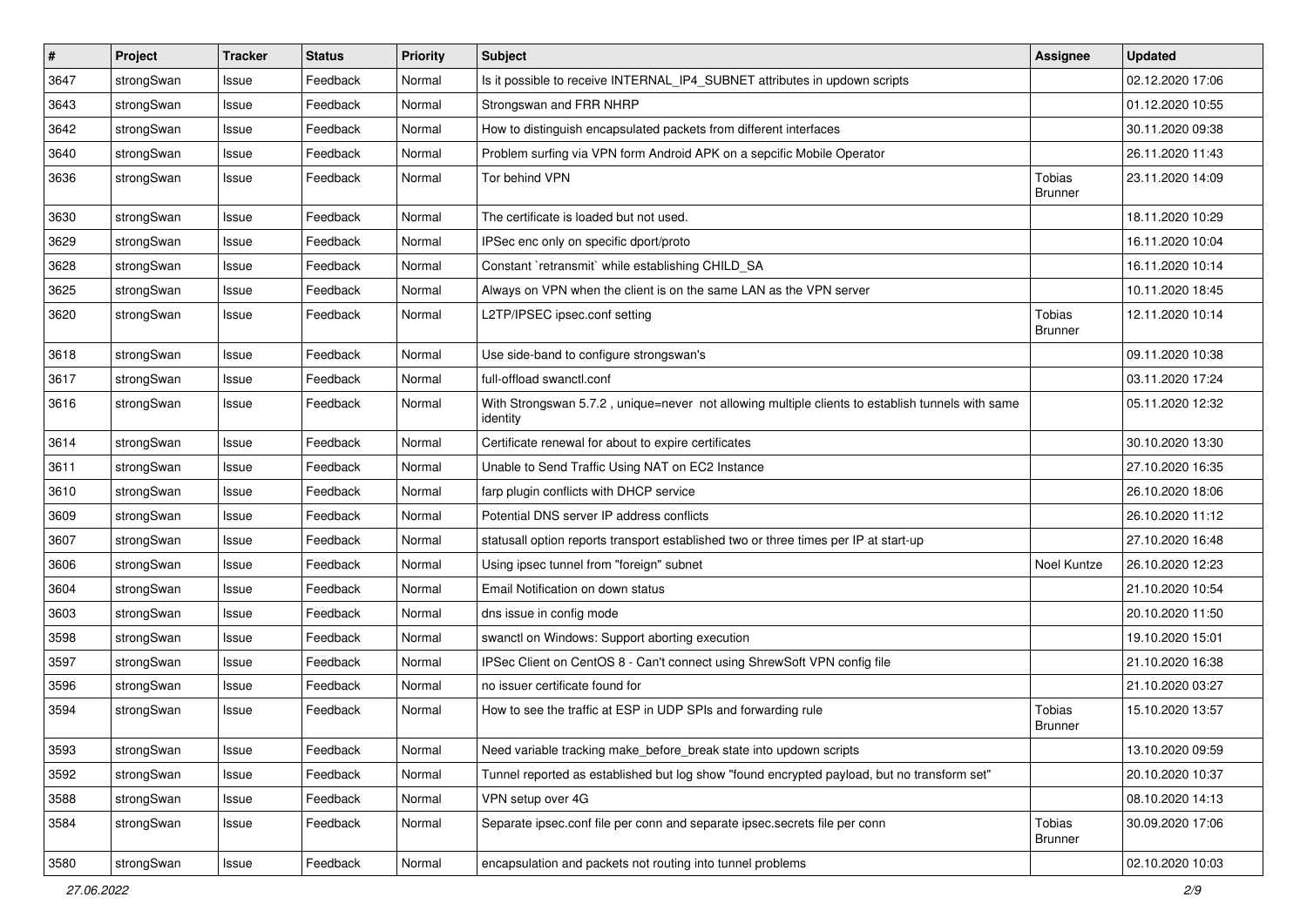| # | Project | Tracker | Status | Priority | Subject | Assignee | Updated |
|---|---|---|---|---|---|---|---|
| 3647 | strongSwan | Issue | Feedback | Normal | Is it possible to receive INTERNAL_IP4_SUBNET attributes in updown scripts | | 02.12.2020 17:06 |
| 3643 | strongSwan | Issue | Feedback | Normal | Strongswan and FRR NHRP | | 01.12.2020 10:55 |
| 3642 | strongSwan | Issue | Feedback | Normal | How to distinguish encapsulated packets from different interfaces | | 30.11.2020 09:38 |
| 3640 | strongSwan | Issue | Feedback | Normal | Problem surfing via VPN form Android APK on a sepcific Mobile Operator | | 26.11.2020 11:43 |
| 3636 | strongSwan | Issue | Feedback | Normal | Tor behind VPN | Tobias Brunner | 23.11.2020 14:09 |
| 3630 | strongSwan | Issue | Feedback | Normal | The certificate is loaded but not used. | | 18.11.2020 10:29 |
| 3629 | strongSwan | Issue | Feedback | Normal | IPSec enc only on specific dport/proto | | 16.11.2020 10:04 |
| 3628 | strongSwan | Issue | Feedback | Normal | Constant `retransmit` while establishing CHILD_SA | | 16.11.2020 10:14 |
| 3625 | strongSwan | Issue | Feedback | Normal | Always on VPN when the client is on the same LAN as the VPN server | | 10.11.2020 18:45 |
| 3620 | strongSwan | Issue | Feedback | Normal | L2TP/IPSEC ipsec.conf setting | Tobias Brunner | 12.11.2020 10:14 |
| 3618 | strongSwan | Issue | Feedback | Normal | Use side-band to configure strongswan's | | 09.11.2020 10:38 |
| 3617 | strongSwan | Issue | Feedback | Normal | full-offload swanctl.conf | | 03.11.2020 17:24 |
| 3616 | strongSwan | Issue | Feedback | Normal | With Strongswan 5.7.2 , unique=never not allowing multiple clients to establish tunnels with same identity | | 05.11.2020 12:32 |
| 3614 | strongSwan | Issue | Feedback | Normal | Certificate renewal for about to expire certificates | | 30.10.2020 13:30 |
| 3611 | strongSwan | Issue | Feedback | Normal | Unable to Send Traffic Using NAT on EC2 Instance | | 27.10.2020 16:35 |
| 3610 | strongSwan | Issue | Feedback | Normal | farp plugin conflicts with DHCP service | | 26.10.2020 18:06 |
| 3609 | strongSwan | Issue | Feedback | Normal | Potential DNS server IP address conflicts | | 26.10.2020 11:12 |
| 3607 | strongSwan | Issue | Feedback | Normal | statusall option reports transport established two or three times per IP at start-up | | 27.10.2020 16:48 |
| 3606 | strongSwan | Issue | Feedback | Normal | Using ipsec tunnel from "foreign" subnet | Noel Kuntze | 26.10.2020 12:23 |
| 3604 | strongSwan | Issue | Feedback | Normal | Email Notification on down status | | 21.10.2020 10:54 |
| 3603 | strongSwan | Issue | Feedback | Normal | dns issue in config mode | | 20.10.2020 11:50 |
| 3598 | strongSwan | Issue | Feedback | Normal | swanctl on Windows: Support aborting execution | | 19.10.2020 15:01 |
| 3597 | strongSwan | Issue | Feedback | Normal | IPSec Client on CentOS 8 - Can't connect using ShrewSoft VPN config file | | 21.10.2020 16:38 |
| 3596 | strongSwan | Issue | Feedback | Normal | no issuer certificate found for | | 21.10.2020 03:27 |
| 3594 | strongSwan | Issue | Feedback | Normal | How to see the traffic at ESP in UDP SPIs and forwarding rule | Tobias Brunner | 15.10.2020 13:57 |
| 3593 | strongSwan | Issue | Feedback | Normal | Need variable tracking make_before_break state into updown scripts | | 13.10.2020 09:59 |
| 3592 | strongSwan | Issue | Feedback | Normal | Tunnel reported as established but log show "found encrypted payload, but no transform set" | | 20.10.2020 10:37 |
| 3588 | strongSwan | Issue | Feedback | Normal | VPN setup over 4G | | 08.10.2020 14:13 |
| 3584 | strongSwan | Issue | Feedback | Normal | Separate ipsec.conf file per conn and separate ipsec.secrets file per conn | Tobias Brunner | 30.09.2020 17:06 |
| 3580 | strongSwan | Issue | Feedback | Normal | encapsulation and packets not routing into tunnel problems | | 02.10.2020 10:03 |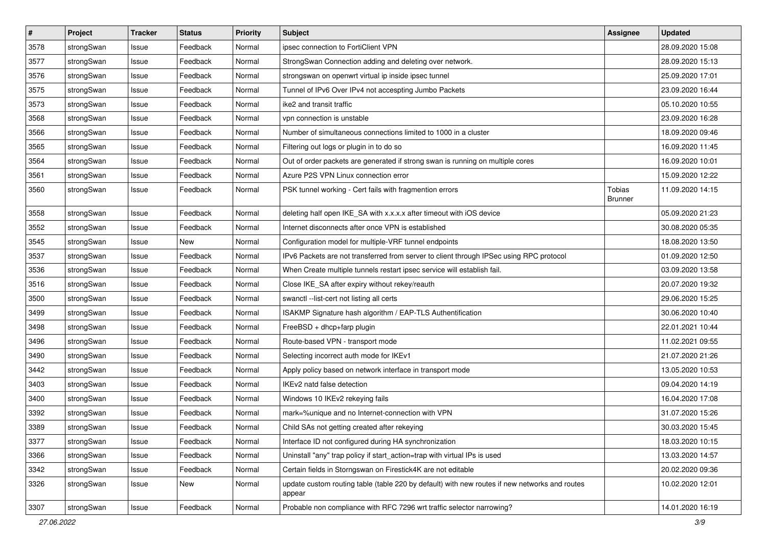| # | Project | Tracker | Status | Priority | Subject | Assignee | Updated |
|---|---|---|---|---|---|---|---|
| 3578 | strongSwan | Issue | Feedback | Normal | ipsec connection to FortiClient VPN | | 28.09.2020 15:08 |
| 3577 | strongSwan | Issue | Feedback | Normal | StrongSwan Connection adding and deleting over network. | | 28.09.2020 15:13 |
| 3576 | strongSwan | Issue | Feedback | Normal | strongswan on openwrt virtual ip inside ipsec tunnel | | 25.09.2020 17:01 |
| 3575 | strongSwan | Issue | Feedback | Normal | Tunnel of IPv6 Over IPv4 not accespting Jumbo Packets | | 23.09.2020 16:44 |
| 3573 | strongSwan | Issue | Feedback | Normal | ike2 and transit traffic | | 05.10.2020 10:55 |
| 3568 | strongSwan | Issue | Feedback | Normal | vpn connection is unstable | | 23.09.2020 16:28 |
| 3566 | strongSwan | Issue | Feedback | Normal | Number of simultaneous connections limited to 1000 in a cluster | | 18.09.2020 09:46 |
| 3565 | strongSwan | Issue | Feedback | Normal | Filtering out logs or plugin in to do so | | 16.09.2020 11:45 |
| 3564 | strongSwan | Issue | Feedback | Normal | Out of order packets are generated if strong swan is running on multiple cores | | 16.09.2020 10:01 |
| 3561 | strongSwan | Issue | Feedback | Normal | Azure P2S VPN Linux connection error | | 15.09.2020 12:22 |
| 3560 | strongSwan | Issue | Feedback | Normal | PSK tunnel working - Cert fails with fragmention errors | Tobias Brunner | 11.09.2020 14:15 |
| 3558 | strongSwan | Issue | Feedback | Normal | deleting half open IKE_SA with x.x.x.x after timeout with iOS device | | 05.09.2020 21:23 |
| 3552 | strongSwan | Issue | Feedback | Normal | Internet disconnects after once VPN is established | | 30.08.2020 05:35 |
| 3545 | strongSwan | Issue | New | Normal | Configuration model for multiple-VRF tunnel endpoints | | 18.08.2020 13:50 |
| 3537 | strongSwan | Issue | Feedback | Normal | IPv6 Packets are not transferred from server to client through IPSec using RPC protocol | | 01.09.2020 12:50 |
| 3536 | strongSwan | Issue | Feedback | Normal | When Create multiple tunnels restart ipsec service will establish fail. | | 03.09.2020 13:58 |
| 3516 | strongSwan | Issue | Feedback | Normal | Close IKE_SA after expiry without rekey/reauth | | 20.07.2020 19:32 |
| 3500 | strongSwan | Issue | Feedback | Normal | swanctl --list-cert not listing all certs | | 29.06.2020 15:25 |
| 3499 | strongSwan | Issue | Feedback | Normal | ISAKMP Signature hash algorithm / EAP-TLS Authentification | | 30.06.2020 10:40 |
| 3498 | strongSwan | Issue | Feedback | Normal | FreeBSD + dhcp+farp plugin | | 22.01.2021 10:44 |
| 3496 | strongSwan | Issue | Feedback | Normal | Route-based VPN - transport mode | | 11.02.2021 09:55 |
| 3490 | strongSwan | Issue | Feedback | Normal | Selecting incorrect auth mode for IKEv1 | | 21.07.2020 21:26 |
| 3442 | strongSwan | Issue | Feedback | Normal | Apply policy based on network interface in transport mode | | 13.05.2020 10:53 |
| 3403 | strongSwan | Issue | Feedback | Normal | IKEv2 natd false detection | | 09.04.2020 14:19 |
| 3400 | strongSwan | Issue | Feedback | Normal | Windows 10 IKEv2 rekeying fails | | 16.04.2020 17:08 |
| 3392 | strongSwan | Issue | Feedback | Normal | mark=%unique and no Internet-connection with VPN | | 31.07.2020 15:26 |
| 3389 | strongSwan | Issue | Feedback | Normal | Child SAs not getting created after rekeying | | 30.03.2020 15:45 |
| 3377 | strongSwan | Issue | Feedback | Normal | Interface ID not configured during HA synchronization | | 18.03.2020 10:15 |
| 3366 | strongSwan | Issue | Feedback | Normal | Uninstall "any" trap policy if start_action=trap with virtual IPs is used | | 13.03.2020 14:57 |
| 3342 | strongSwan | Issue | Feedback | Normal | Certain fields in Storngswan on Firestick4K are not editable | | 20.02.2020 09:36 |
| 3326 | strongSwan | Issue | New | Normal | update custom routing table (table 220 by default) with new routes if new networks and routes appear | | 10.02.2020 12:01 |
| 3307 | strongSwan | Issue | Feedback | Normal | Probable non compliance with RFC 7296 wrt traffic selector narrowing? | | 14.01.2020 16:19 |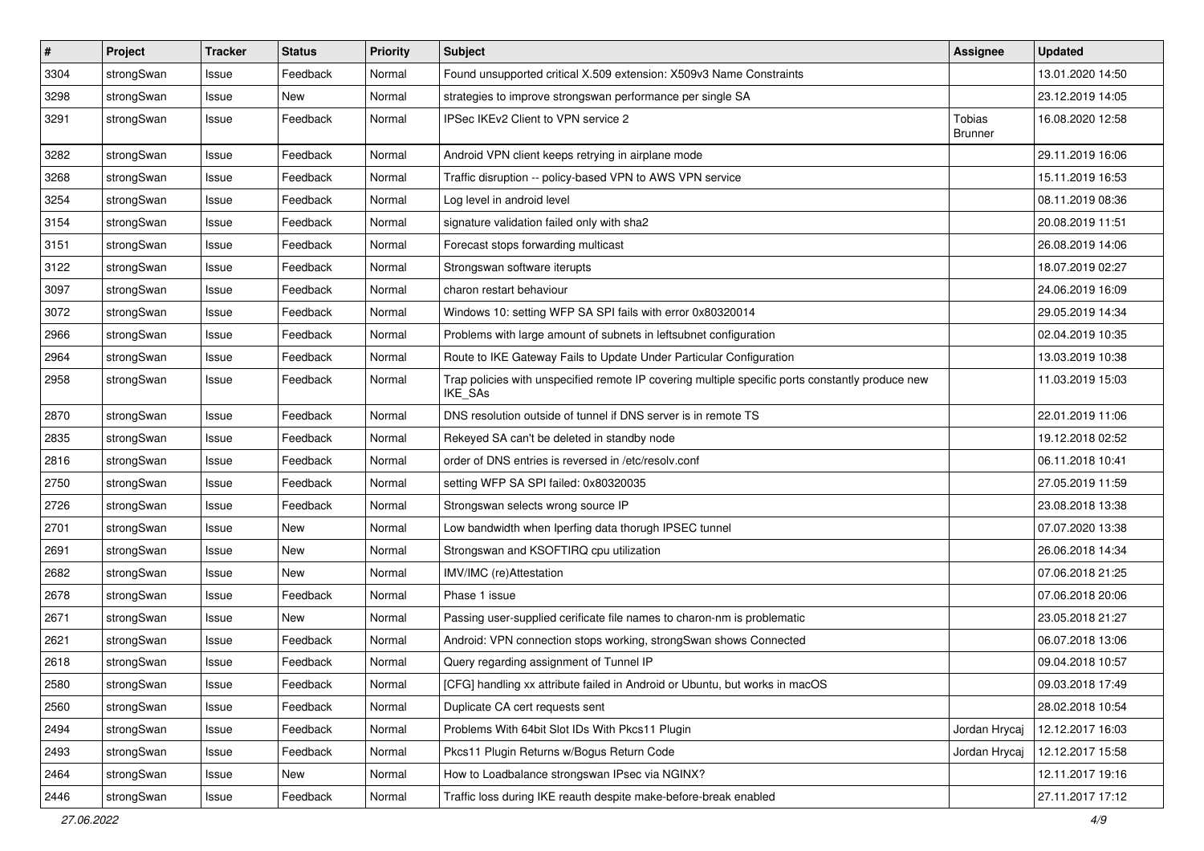| # | Project | Tracker | Status | Priority | Subject | Assignee | Updated |
|---|---|---|---|---|---|---|---|
| 3304 | strongSwan | Issue | Feedback | Normal | Found unsupported critical X.509 extension: X509v3 Name Constraints | | 13.01.2020 14:50 |
| 3298 | strongSwan | Issue | New | Normal | strategies to improve strongswan performance per single SA | | 23.12.2019 14:05 |
| 3291 | strongSwan | Issue | Feedback | Normal | IPSec IKEv2 Client to VPN service 2 | Tobias Brunner | 16.08.2020 12:58 |
| 3282 | strongSwan | Issue | Feedback | Normal | Android VPN client keeps retrying in airplane mode | | 29.11.2019 16:06 |
| 3268 | strongSwan | Issue | Feedback | Normal | Traffic disruption -- policy-based VPN to AWS VPN service | | 15.11.2019 16:53 |
| 3254 | strongSwan | Issue | Feedback | Normal | Log level in android level | | 08.11.2019 08:36 |
| 3154 | strongSwan | Issue | Feedback | Normal | signature validation failed only with sha2 | | 20.08.2019 11:51 |
| 3151 | strongSwan | Issue | Feedback | Normal | Forecast stops forwarding multicast | | 26.08.2019 14:06 |
| 3122 | strongSwan | Issue | Feedback | Normal | Strongswan software iterupts | | 18.07.2019 02:27 |
| 3097 | strongSwan | Issue | Feedback | Normal | charon restart behaviour | | 24.06.2019 16:09 |
| 3072 | strongSwan | Issue | Feedback | Normal | Windows 10: setting WFP SA SPI fails with error 0x80320014 | | 29.05.2019 14:34 |
| 2966 | strongSwan | Issue | Feedback | Normal | Problems with large amount of subnets in leftsubnet configuration | | 02.04.2019 10:35 |
| 2964 | strongSwan | Issue | Feedback | Normal | Route to IKE Gateway Fails to Update Under Particular Configuration | | 13.03.2019 10:38 |
| 2958 | strongSwan | Issue | Feedback | Normal | Trap policies with unspecified remote IP covering multiple specific ports constantly produce new IKE_SAs | | 11.03.2019 15:03 |
| 2870 | strongSwan | Issue | Feedback | Normal | DNS resolution outside of tunnel if DNS server is in remote TS | | 22.01.2019 11:06 |
| 2835 | strongSwan | Issue | Feedback | Normal | Rekeyed SA can't be deleted in standby node | | 19.12.2018 02:52 |
| 2816 | strongSwan | Issue | Feedback | Normal | order of DNS entries is reversed in /etc/resolv.conf | | 06.11.2018 10:41 |
| 2750 | strongSwan | Issue | Feedback | Normal | setting WFP SA SPI failed: 0x80320035 | | 27.05.2019 11:59 |
| 2726 | strongSwan | Issue | Feedback | Normal | Strongswan selects wrong source IP | | 23.08.2018 13:38 |
| 2701 | strongSwan | Issue | New | Normal | Low bandwidth when Iperfing data thorugh IPSEC tunnel | | 07.07.2020 13:38 |
| 2691 | strongSwan | Issue | New | Normal | Strongswan and KSOFTIRQ cpu utilization | | 26.06.2018 14:34 |
| 2682 | strongSwan | Issue | New | Normal | IMV/IMC (re)Attestation | | 07.06.2018 21:25 |
| 2678 | strongSwan | Issue | Feedback | Normal | Phase 1 issue | | 07.06.2018 20:06 |
| 2671 | strongSwan | Issue | New | Normal | Passing user-supplied cerificate file names to charon-nm is problematic | | 23.05.2018 21:27 |
| 2621 | strongSwan | Issue | Feedback | Normal | Android: VPN connection stops working, strongSwan shows Connected | | 06.07.2018 13:06 |
| 2618 | strongSwan | Issue | Feedback | Normal | Query regarding assignment of Tunnel IP | | 09.04.2018 10:57 |
| 2580 | strongSwan | Issue | Feedback | Normal | [CFG] handling xx attribute failed in Android or Ubuntu, but works in macOS | | 09.03.2018 17:49 |
| 2560 | strongSwan | Issue | Feedback | Normal | Duplicate CA cert requests sent | | 28.02.2018 10:54 |
| 2494 | strongSwan | Issue | Feedback | Normal | Problems With 64bit Slot IDs With Pkcs11 Plugin | Jordan Hrycaj | 12.12.2017 16:03 |
| 2493 | strongSwan | Issue | Feedback | Normal | Pkcs11 Plugin Returns w/Bogus Return Code | Jordan Hrycaj | 12.12.2017 15:58 |
| 2464 | strongSwan | Issue | New | Normal | How to Loadbalance strongswan IPsec via NGINX? | | 12.11.2017 19:16 |
| 2446 | strongSwan | Issue | Feedback | Normal | Traffic loss during IKE reauth despite make-before-break enabled | | 27.11.2017 17:12 |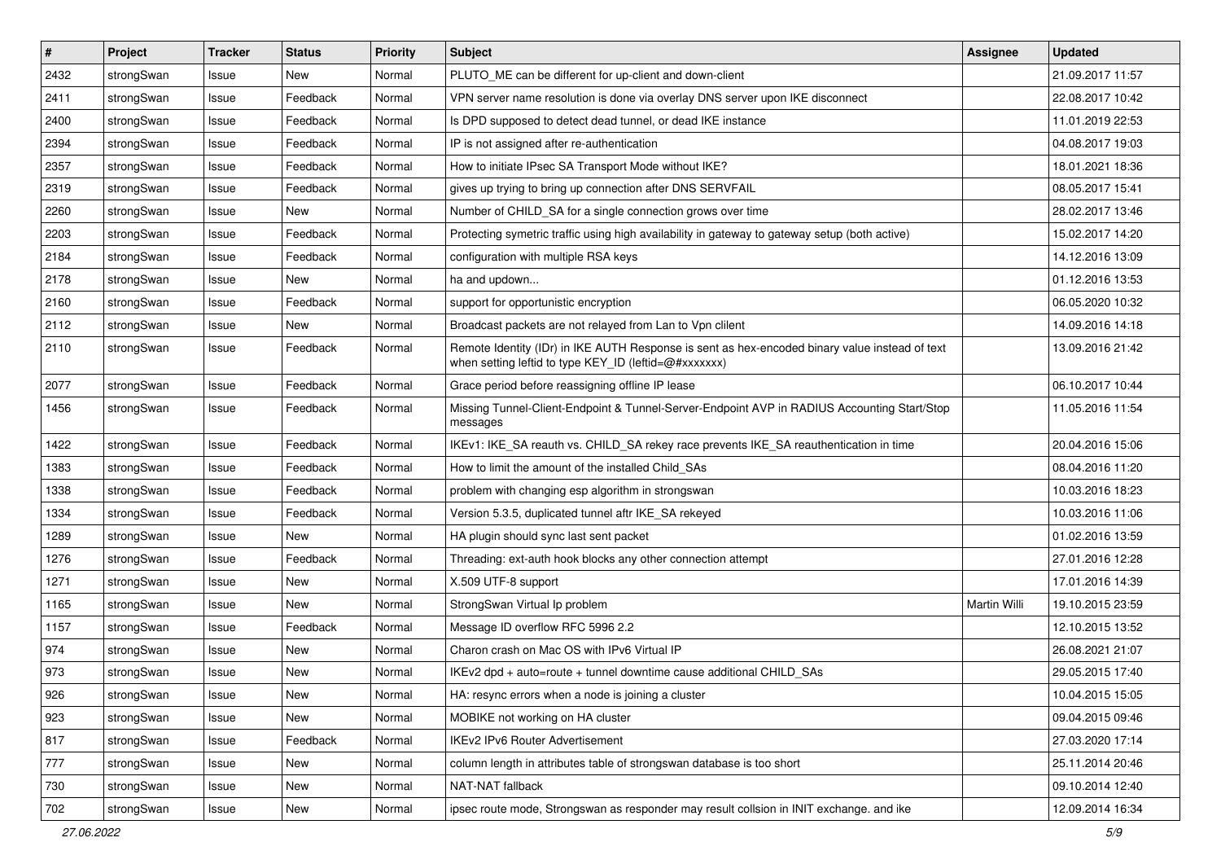| # | Project | Tracker | Status | Priority | Subject | Assignee | Updated |
|---|---|---|---|---|---|---|---|
| 2432 | strongSwan | Issue | New | Normal | PLUTO_ME can be different for up-client and down-client | | 21.09.2017 11:57 |
| 2411 | strongSwan | Issue | Feedback | Normal | VPN server name resolution is done via overlay DNS server upon IKE disconnect | | 22.08.2017 10:42 |
| 2400 | strongSwan | Issue | Feedback | Normal | Is DPD supposed to detect dead tunnel, or dead IKE instance | | 11.01.2019 22:53 |
| 2394 | strongSwan | Issue | Feedback | Normal | IP is not assigned after re-authentication | | 04.08.2017 19:03 |
| 2357 | strongSwan | Issue | Feedback | Normal | How to initiate IPsec SA Transport Mode without IKE? | | 18.01.2021 18:36 |
| 2319 | strongSwan | Issue | Feedback | Normal | gives up trying to bring up connection after DNS SERVFAIL | | 08.05.2017 15:41 |
| 2260 | strongSwan | Issue | New | Normal | Number of CHILD_SA for a single connection grows over time | | 28.02.2017 13:46 |
| 2203 | strongSwan | Issue | Feedback | Normal | Protecting symetric traffic using high availability in gateway to gateway setup (both active) | | 15.02.2017 14:20 |
| 2184 | strongSwan | Issue | Feedback | Normal | configuration with multiple RSA keys | | 14.12.2016 13:09 |
| 2178 | strongSwan | Issue | New | Normal | ha and updown... | | 01.12.2016 13:53 |
| 2160 | strongSwan | Issue | Feedback | Normal | support for opportunistic encryption | | 06.05.2020 10:32 |
| 2112 | strongSwan | Issue | New | Normal | Broadcast packets are not relayed from Lan to Vpn clilent | | 14.09.2016 14:18 |
| 2110 | strongSwan | Issue | Feedback | Normal | Remote Identity (IDr) in IKE AUTH Response is sent as hex-encoded binary value instead of text when setting leftid to type KEY_ID (leftid=@#xxxxxxx) | | 13.09.2016 21:42 |
| 2077 | strongSwan | Issue | Feedback | Normal | Grace period before reassigning offline IP lease | | 06.10.2017 10:44 |
| 1456 | strongSwan | Issue | Feedback | Normal | Missing Tunnel-Client-Endpoint & Tunnel-Server-Endpoint AVP in RADIUS Accounting Start/Stop messages | | 11.05.2016 11:54 |
| 1422 | strongSwan | Issue | Feedback | Normal | IKEv1: IKE_SA reauth vs. CHILD_SA rekey race prevents IKE_SA reauthentication in time | | 20.04.2016 15:06 |
| 1383 | strongSwan | Issue | Feedback | Normal | How to limit the amount of the installed Child_SAs | | 08.04.2016 11:20 |
| 1338 | strongSwan | Issue | Feedback | Normal | problem with changing esp algorithm in strongswan | | 10.03.2016 18:23 |
| 1334 | strongSwan | Issue | Feedback | Normal | Version 5.3.5, duplicated tunnel aftr IKE_SA rekeyed | | 10.03.2016 11:06 |
| 1289 | strongSwan | Issue | New | Normal | HA plugin should sync last sent packet | | 01.02.2016 13:59 |
| 1276 | strongSwan | Issue | Feedback | Normal | Threading: ext-auth hook blocks any other connection attempt | | 27.01.2016 12:28 |
| 1271 | strongSwan | Issue | New | Normal | X.509 UTF-8 support | | 17.01.2016 14:39 |
| 1165 | strongSwan | Issue | New | Normal | StrongSwan Virtual Ip problem | Martin Willi | 19.10.2015 23:59 |
| 1157 | strongSwan | Issue | Feedback | Normal | Message ID overflow RFC 5996 2.2 | | 12.10.2015 13:52 |
| 974 | strongSwan | Issue | New | Normal | Charon crash on Mac OS with IPv6 Virtual IP | | 26.08.2021 21:07 |
| 973 | strongSwan | Issue | New | Normal | IKEv2 dpd + auto=route + tunnel downtime cause additional CHILD_SAs | | 29.05.2015 17:40 |
| 926 | strongSwan | Issue | New | Normal | HA: resync errors when a node is joining a cluster | | 10.04.2015 15:05 |
| 923 | strongSwan | Issue | New | Normal | MOBIKE not working on HA cluster | | 09.04.2015 09:46 |
| 817 | strongSwan | Issue | Feedback | Normal | IKEv2 IPv6 Router Advertisement | | 27.03.2020 17:14 |
| 777 | strongSwan | Issue | New | Normal | column length in attributes table of strongswan database is too short | | 25.11.2014 20:46 |
| 730 | strongSwan | Issue | New | Normal | NAT-NAT fallback | | 09.10.2014 12:40 |
| 702 | strongSwan | Issue | New | Normal | ipsec route mode, Strongswan as responder may result collsion in INIT exchange. and ike | | 12.09.2014 16:34 |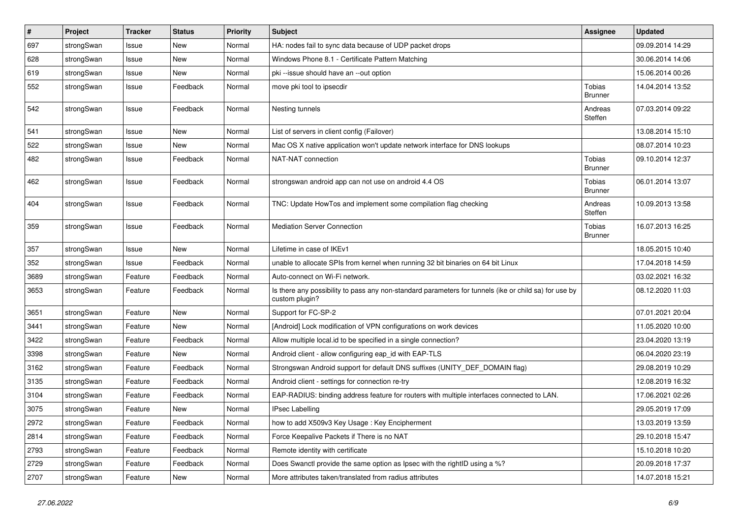| # | Project | Tracker | Status | Priority | Subject | Assignee | Updated |
|---|---|---|---|---|---|---|---|
| 697 | strongSwan | Issue | New | Normal | HA: nodes fail to sync data because of UDP packet drops | | 09.09.2014 14:29 |
| 628 | strongSwan | Issue | New | Normal | Windows Phone 8.1 - Certificate Pattern Matching | | 30.06.2014 14:06 |
| 619 | strongSwan | Issue | New | Normal | pki --issue should have an --out option | | 15.06.2014 00:26 |
| 552 | strongSwan | Issue | Feedback | Normal | move pki tool to ipsecdir | Tobias Brunner | 14.04.2014 13:52 |
| 542 | strongSwan | Issue | Feedback | Normal | Nesting tunnels | Andreas Steffen | 07.03.2014 09:22 |
| 541 | strongSwan | Issue | New | Normal | List of servers in client config (Failover) | | 13.08.2014 15:10 |
| 522 | strongSwan | Issue | New | Normal | Mac OS X native application won't update network interface for DNS lookups | | 08.07.2014 10:23 |
| 482 | strongSwan | Issue | Feedback | Normal | NAT-NAT connection | Tobias Brunner | 09.10.2014 12:37 |
| 462 | strongSwan | Issue | Feedback | Normal | strongswan android app can not use on android 4.4 OS | Tobias Brunner | 06.01.2014 13:07 |
| 404 | strongSwan | Issue | Feedback | Normal | TNC: Update HowTos and implement some compilation flag checking | Andreas Steffen | 10.09.2013 13:58 |
| 359 | strongSwan | Issue | Feedback | Normal | Mediation Server Connection | Tobias Brunner | 16.07.2013 16:25 |
| 357 | strongSwan | Issue | New | Normal | Lifetime in case of IKEv1 | | 18.05.2015 10:40 |
| 352 | strongSwan | Issue | Feedback | Normal | unable to allocate SPIs from kernel when running 32 bit binaries on 64 bit Linux | | 17.04.2018 14:59 |
| 3689 | strongSwan | Feature | Feedback | Normal | Auto-connect on Wi-Fi network. | | 03.02.2021 16:32 |
| 3653 | strongSwan | Feature | Feedback | Normal | Is there any possibility to pass any non-standard parameters for tunnels (ike or child sa) for use by custom plugin? | | 08.12.2020 11:03 |
| 3651 | strongSwan | Feature | New | Normal | Support for FC-SP-2 | | 07.01.2021 20:04 |
| 3441 | strongSwan | Feature | New | Normal | [Android] Lock modification of VPN configurations on work devices | | 11.05.2020 10:00 |
| 3422 | strongSwan | Feature | Feedback | Normal | Allow multiple local.id to be specified in a single connection? | | 23.04.2020 13:19 |
| 3398 | strongSwan | Feature | New | Normal | Android client - allow configuring eap_id with EAP-TLS | | 06.04.2020 23:19 |
| 3162 | strongSwan | Feature | Feedback | Normal | Strongswan Android support for default DNS suffixes (UNITY_DEF_DOMAIN flag) | | 29.08.2019 10:29 |
| 3135 | strongSwan | Feature | Feedback | Normal | Android client - settings for connection re-try | | 12.08.2019 16:32 |
| 3104 | strongSwan | Feature | Feedback | Normal | EAP-RADIUS: binding address feature for routers with multiple interfaces connected to LAN. | | 17.06.2021 02:26 |
| 3075 | strongSwan | Feature | New | Normal | IPsec Labelling | | 29.05.2019 17:09 |
| 2972 | strongSwan | Feature | Feedback | Normal | how to add X509v3 Key Usage : Key Encipherment | | 13.03.2019 13:59 |
| 2814 | strongSwan | Feature | Feedback | Normal | Force Keepalive Packets if There is no NAT | | 29.10.2018 15:47 |
| 2793 | strongSwan | Feature | Feedback | Normal | Remote identity with certificate | | 15.10.2018 10:20 |
| 2729 | strongSwan | Feature | Feedback | Normal | Does Swanctl provide the same option as Ipsec with the rightID using a %? | | 20.09.2018 17:37 |
| 2707 | strongSwan | Feature | New | Normal | More attributes taken/translated from radius attributes | | 14.07.2018 15:21 |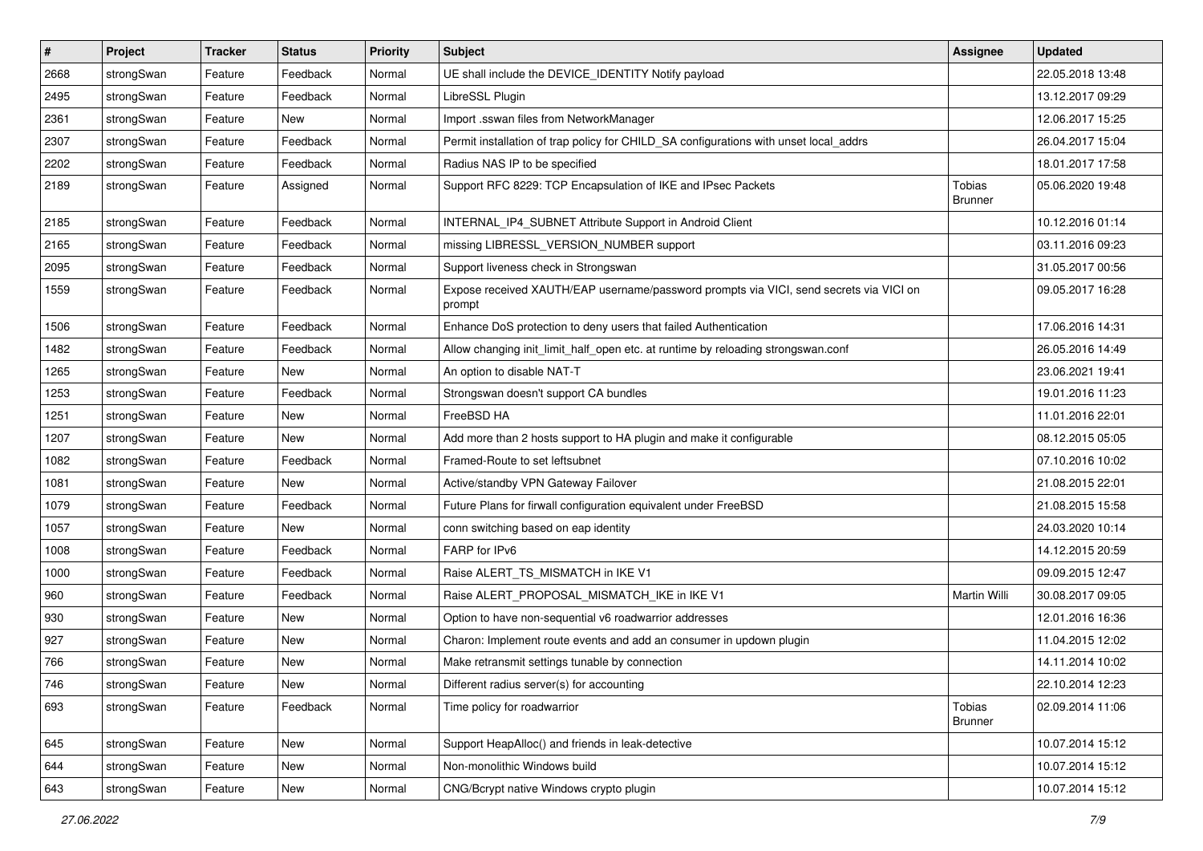| # | Project | Tracker | Status | Priority | Subject | Assignee | Updated |
|---|---|---|---|---|---|---|---|
| 2668 | strongSwan | Feature | Feedback | Normal | UE shall include the DEVICE_IDENTITY Notify payload | | 22.05.2018 13:48 |
| 2495 | strongSwan | Feature | Feedback | Normal | LibreSSL Plugin | | 13.12.2017 09:29 |
| 2361 | strongSwan | Feature | New | Normal | Import .sswan files from NetworkManager | | 12.06.2017 15:25 |
| 2307 | strongSwan | Feature | Feedback | Normal | Permit installation of trap policy for CHILD_SA configurations with unset local_addrs | | 26.04.2017 15:04 |
| 2202 | strongSwan | Feature | Feedback | Normal | Radius NAS IP to be specified | | 18.01.2017 17:58 |
| 2189 | strongSwan | Feature | Assigned | Normal | Support RFC 8229: TCP Encapsulation of IKE and IPsec Packets | Tobias Brunner | 05.06.2020 19:48 |
| 2185 | strongSwan | Feature | Feedback | Normal | INTERNAL_IP4_SUBNET Attribute Support in Android Client | | 10.12.2016 01:14 |
| 2165 | strongSwan | Feature | Feedback | Normal | missing LIBRESSL_VERSION_NUMBER support | | 03.11.2016 09:23 |
| 2095 | strongSwan | Feature | Feedback | Normal | Support liveness check in Strongswan | | 31.05.2017 00:56 |
| 1559 | strongSwan | Feature | Feedback | Normal | Expose received XAUTH/EAP username/password prompts via VICI, send secrets via VICI on prompt | | 09.05.2017 16:28 |
| 1506 | strongSwan | Feature | Feedback | Normal | Enhance DoS protection to deny users that failed Authentication | | 17.06.2016 14:31 |
| 1482 | strongSwan | Feature | Feedback | Normal | Allow changing init_limit_half_open etc. at runtime by reloading strongswan.conf | | 26.05.2016 14:49 |
| 1265 | strongSwan | Feature | New | Normal | An option to disable NAT-T | | 23.06.2021 19:41 |
| 1253 | strongSwan | Feature | Feedback | Normal | Strongswan doesn't support CA bundles | | 19.01.2016 11:23 |
| 1251 | strongSwan | Feature | New | Normal | FreeBSD HA | | 11.01.2016 22:01 |
| 1207 | strongSwan | Feature | New | Normal | Add more than 2 hosts support to HA plugin and make it configurable | | 08.12.2015 05:05 |
| 1082 | strongSwan | Feature | Feedback | Normal | Framed-Route to set leftsubnet | | 07.10.2016 10:02 |
| 1081 | strongSwan | Feature | New | Normal | Active/standby VPN Gateway Failover | | 21.08.2015 22:01 |
| 1079 | strongSwan | Feature | Feedback | Normal | Future Plans for firwall configuration equivalent under FreeBSD | | 21.08.2015 15:58 |
| 1057 | strongSwan | Feature | New | Normal | conn switching based on eap identity | | 24.03.2020 10:14 |
| 1008 | strongSwan | Feature | Feedback | Normal | FARP for IPv6 | | 14.12.2015 20:59 |
| 1000 | strongSwan | Feature | Feedback | Normal | Raise ALERT_TS_MISMATCH in IKE V1 | | 09.09.2015 12:47 |
| 960 | strongSwan | Feature | Feedback | Normal | Raise ALERT_PROPOSAL_MISMATCH_IKE in IKE V1 | Martin Willi | 30.08.2017 09:05 |
| 930 | strongSwan | Feature | New | Normal | Option to have non-sequential v6 roadwarrior addresses | | 12.01.2016 16:36 |
| 927 | strongSwan | Feature | New | Normal | Charon: Implement route events and add an consumer in updown plugin | | 11.04.2015 12:02 |
| 766 | strongSwan | Feature | New | Normal | Make retransmit settings tunable by connection | | 14.11.2014 10:02 |
| 746 | strongSwan | Feature | New | Normal | Different radius server(s) for accounting | | 22.10.2014 12:23 |
| 693 | strongSwan | Feature | Feedback | Normal | Time policy for roadwarrior | Tobias Brunner | 02.09.2014 11:06 |
| 645 | strongSwan | Feature | New | Normal | Support HeapAlloc() and friends in leak-detective | | 10.07.2014 15:12 |
| 644 | strongSwan | Feature | New | Normal | Non-monolithic Windows build | | 10.07.2014 15:12 |
| 643 | strongSwan | Feature | New | Normal | CNG/Bcrypt native Windows crypto plugin | | 10.07.2014 15:12 |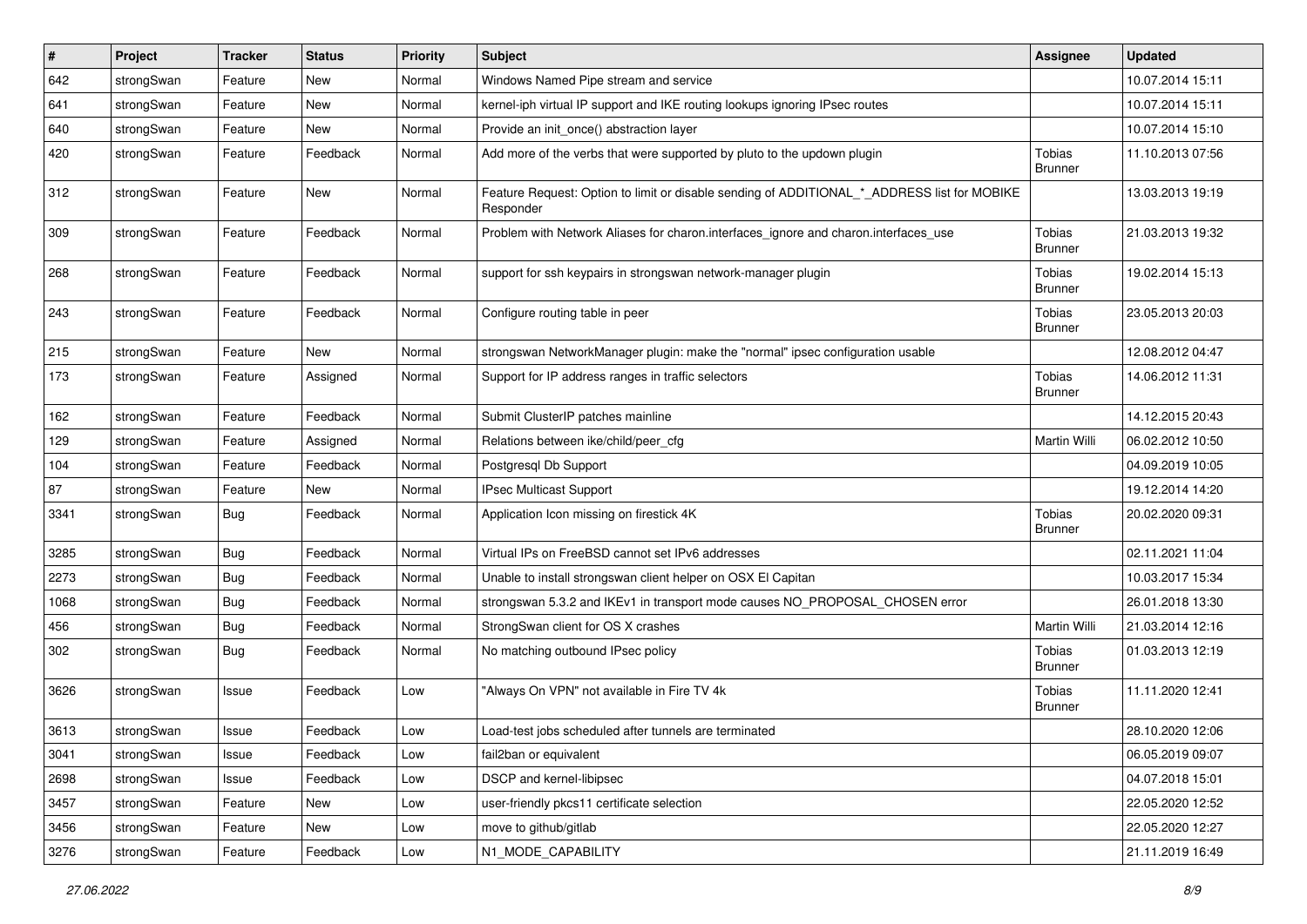| # | Project | Tracker | Status | Priority | Subject | Assignee | Updated |
|---|---|---|---|---|---|---|---|
| 642 | strongSwan | Feature | New | Normal | Windows Named Pipe stream and service | | 10.07.2014 15:11 |
| 641 | strongSwan | Feature | New | Normal | kernel-iph virtual IP support and IKE routing lookups ignoring IPsec routes | | 10.07.2014 15:11 |
| 640 | strongSwan | Feature | New | Normal | Provide an init_once() abstraction layer | | 10.07.2014 15:10 |
| 420 | strongSwan | Feature | Feedback | Normal | Add more of the verbs that were supported by pluto to the updown plugin | Tobias Brunner | 11.10.2013 07:56 |
| 312 | strongSwan | Feature | New | Normal | Feature Request: Option to limit or disable sending of ADDITIONAL_*_ADDRESS list for MOBIKE Responder | | 13.03.2013 19:19 |
| 309 | strongSwan | Feature | Feedback | Normal | Problem with Network Aliases for charon.interfaces_ignore and charon.interfaces_use | Tobias Brunner | 21.03.2013 19:32 |
| 268 | strongSwan | Feature | Feedback | Normal | support for ssh keypairs in strongswan network-manager plugin | Tobias Brunner | 19.02.2014 15:13 |
| 243 | strongSwan | Feature | Feedback | Normal | Configure routing table in peer | Tobias Brunner | 23.05.2013 20:03 |
| 215 | strongSwan | Feature | New | Normal | strongswan NetworkManager plugin: make the "normal" ipsec configuration usable | | 12.08.2012 04:47 |
| 173 | strongSwan | Feature | Assigned | Normal | Support for IP address ranges in traffic selectors | Tobias Brunner | 14.06.2012 11:31 |
| 162 | strongSwan | Feature | Feedback | Normal | Submit ClusterIP patches mainline | | 14.12.2015 20:43 |
| 129 | strongSwan | Feature | Assigned | Normal | Relations between ike/child/peer_cfg | Martin Willi | 06.02.2012 10:50 |
| 104 | strongSwan | Feature | Feedback | Normal | Postgresql Db Support | | 04.09.2019 10:05 |
| 87 | strongSwan | Feature | New | Normal | IPsec Multicast Support | | 19.12.2014 14:20 |
| 3341 | strongSwan | Bug | Feedback | Normal | Application Icon missing on firestick 4K | Tobias Brunner | 20.02.2020 09:31 |
| 3285 | strongSwan | Bug | Feedback | Normal | Virtual IPs on FreeBSD cannot set IPv6 addresses | | 02.11.2021 11:04 |
| 2273 | strongSwan | Bug | Feedback | Normal | Unable to install strongswan client helper on OSX El Capitan | | 10.03.2017 15:34 |
| 1068 | strongSwan | Bug | Feedback | Normal | strongswan 5.3.2 and IKEv1 in transport mode causes NO_PROPOSAL_CHOSEN error | | 26.01.2018 13:30 |
| 456 | strongSwan | Bug | Feedback | Normal | StrongSwan client for OS X crashes | Martin Willi | 21.03.2014 12:16 |
| 302 | strongSwan | Bug | Feedback | Normal | No matching outbound IPsec policy | Tobias Brunner | 01.03.2013 12:19 |
| 3626 | strongSwan | Issue | Feedback | Low | "Always On VPN" not available in Fire TV 4k | Tobias Brunner | 11.11.2020 12:41 |
| 3613 | strongSwan | Issue | Feedback | Low | Load-test jobs scheduled after tunnels are terminated | | 28.10.2020 12:06 |
| 3041 | strongSwan | Issue | Feedback | Low | fail2ban or equivalent | | 06.05.2019 09:07 |
| 2698 | strongSwan | Issue | Feedback | Low | DSCP and kernel-libipsec | | 04.07.2018 15:01 |
| 3457 | strongSwan | Feature | New | Low | user-friendly pkcs11 certificate selection | | 22.05.2020 12:52 |
| 3456 | strongSwan | Feature | New | Low | move to github/gitlab | | 22.05.2020 12:27 |
| 3276 | strongSwan | Feature | Feedback | Low | N1_MODE_CAPABILITY | | 21.11.2019 16:49 |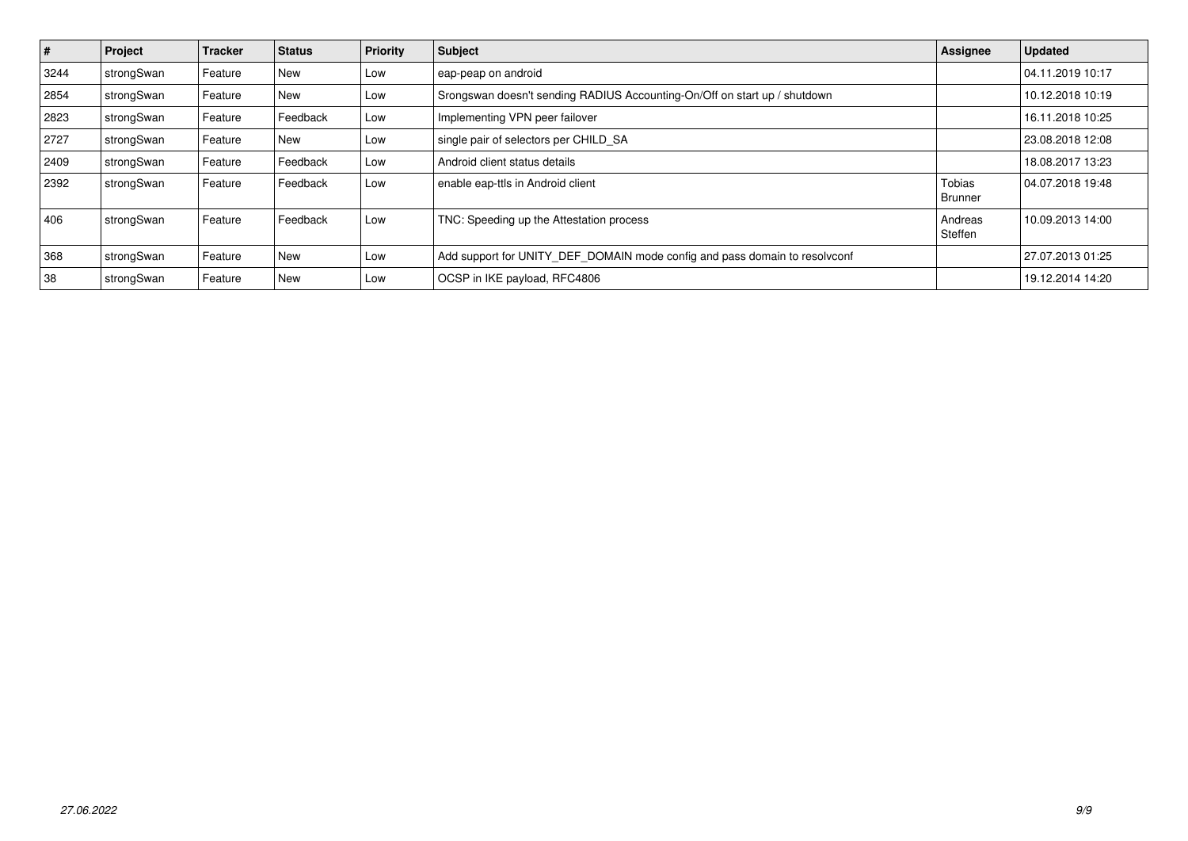| # | Project | Tracker | Status | Priority | Subject | Assignee | Updated |
|---|---|---|---|---|---|---|---|
| 3244 | strongSwan | Feature | New | Low | eap-peap on android | | 04.11.2019 10:17 |
| 2854 | strongSwan | Feature | New | Low | Srongswan doesn't sending RADIUS Accounting-On/Off on start up / shutdown | | 10.12.2018 10:19 |
| 2823 | strongSwan | Feature | Feedback | Low | Implementing VPN peer failover | | 16.11.2018 10:25 |
| 2727 | strongSwan | Feature | New | Low | single pair of selectors per CHILD_SA | | 23.08.2018 12:08 |
| 2409 | strongSwan | Feature | Feedback | Low | Android client status details | | 18.08.2017 13:23 |
| 2392 | strongSwan | Feature | Feedback | Low | enable eap-ttls in Android client | Tobias Brunner | 04.07.2018 19:48 |
| 406 | strongSwan | Feature | Feedback | Low | TNC: Speeding up the Attestation process | Andreas Steffen | 10.09.2013 14:00 |
| 368 | strongSwan | Feature | New | Low | Add support for UNITY_DEF_DOMAIN mode config and pass domain to resolvconf | | 27.07.2013 01:25 |
| 38 | strongSwan | Feature | New | Low | OCSP in IKE payload, RFC4806 | | 19.12.2014 14:20 |